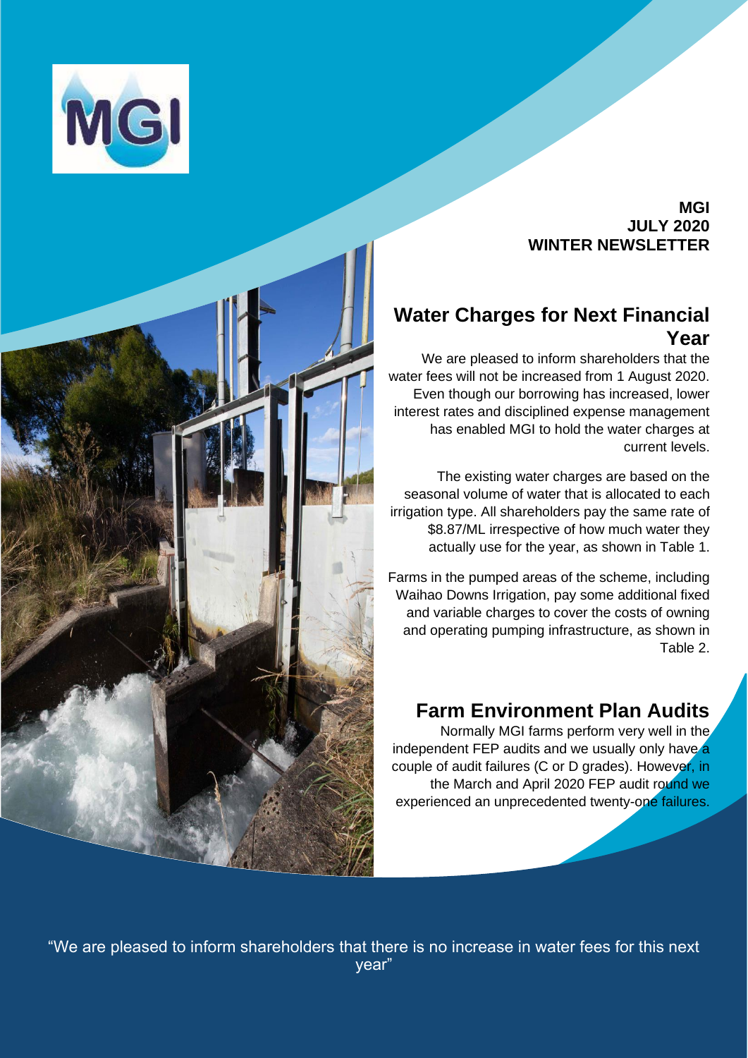MGI
JULY 2020
WINTER NEWSLETTER

## Water Charges for Next Financial Year

We are pleased to inform shareholders that the water fees will not be increased from 1 August 2020. Even though our borrowing has increased, lower interest rates and disciplined expense management has enabled MGI to hold the water charges at current levels.

The existing water charges are based on the seasonal volume of water that is allocated to each irrigation type. All shareholders pay the same rate of $8.87/ML irrespective of how much water they actually use for the year, as shown in Table 1.

Farms in the pumped areas of the scheme, including Waihao Downs Irrigation, pay some additional fixed and variable charges to cover the costs of owning and operating pumping infrastructure, as shown in Table 2.

## Farm Environment Plan Audits

Normally MGI farms perform very well in the independent FEP audits and we usually only have a couple of audit failures (C or D grades). However, in the March and April 2020 FEP audit round we experienced an unprecedented twenty-one failures.

"We are pleased to inform shareholders that there is no increase in water fees for this next year"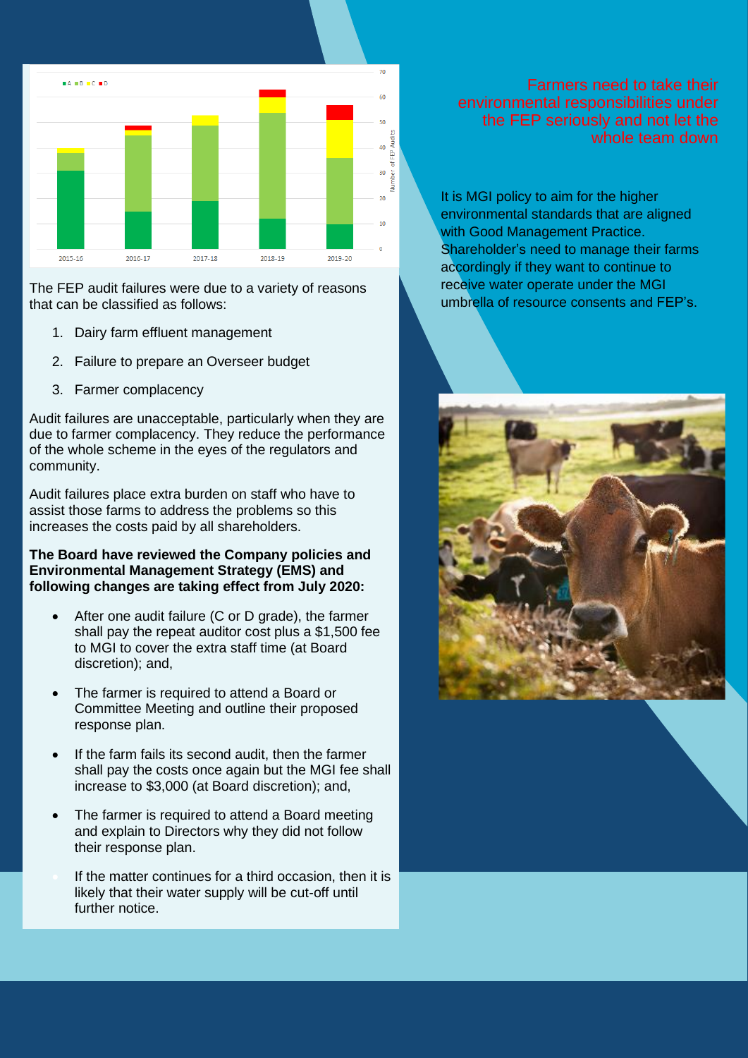Farmers need to take their environmental responsibilities under the FEP seriously and not let the whole team down

It is MGI policy to aim for the higher environmental standards that are aligned with Good Management Practice. Shareholder's need to manage their farms accordingly if they want to continue to receive water operate under the MGI umbrella of resource consents and FEP's.

The FEP audit failures were due to a variety of reasons that can be classified as follows:

1. Dairy farm effluent management
2. Failure to prepare an Overseer budget
3. Farmer complacency

Audit failures are unacceptable, particularly when they are due to farmer complacency. They reduce the performance of the whole scheme in the eyes of the regulators and community.

Audit failures place extra burden on staff who have to assist those farms to address the problems so this increases the costs paid by all shareholders.

**The Board have reviewed the Company policies and Environmental Management Strategy (EMS) and following changes are taking effect from July 2020:**

- After one audit failure (C or D grade), the farmer shall pay the repeat auditor cost plus a $1,500 fee to MGI to cover the extra staff time (at Board discretion); and,
- The farmer is required to attend a Board or Committee Meeting and outline their proposed response plan.
- If the farm fails its second audit, then the farmer shall pay the costs once again but the MGI fee shall increase to $3,000 (at Board discretion); and,
- The farmer is required to attend a Board meeting and explain to Directors why they did not follow their response plan.
- If the matter continues for a third occasion, then it is likely that their water supply will be cut-off until further notice.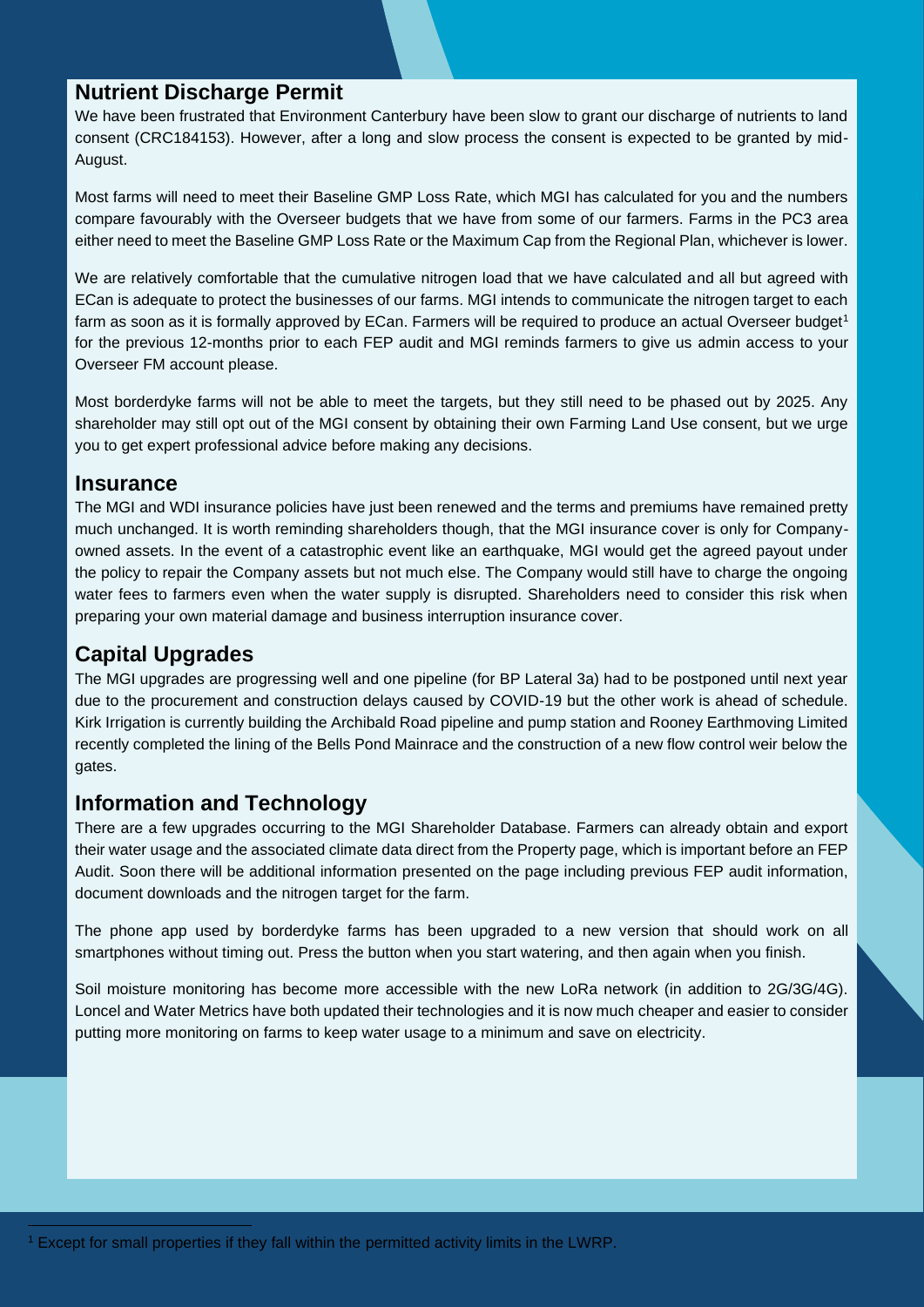## Nutrient Discharge Permit

We have been frustrated that Environment Canterbury have been slow to grant our discharge of nutrients to land consent (CRC184153). However, after a long and slow process the consent is expected to be granted by mid-August.

Most farms will need to meet their Baseline GMP Loss Rate, which MGI has calculated for you and the numbers compare favourably with the Overseer budgets that we have from some of our farmers. Farms in the PC3 area either need to meet the Baseline GMP Loss Rate or the Maximum Cap from the Regional Plan, whichever is lower.

We are relatively comfortable that the cumulative nitrogen load that we have calculated and all but agreed with ECan is adequate to protect the businesses of our farms. MGI intends to communicate the nitrogen target to each farm as soon as it is formally approved by ECan. Farmers will be required to produce an actual Overseer budget[1] for the previous 12-months prior to each FEP audit and MGI reminds farmers to give us admin access to your Overseer FM account please.

Most borderdyke farms will not be able to meet the targets, but they still need to be phased out by 2025. Any shareholder may still opt out of the MGI consent by obtaining their own Farming Land Use consent, but we urge you to get expert professional advice before making any decisions.

## Insurance

The MGI and WDI insurance policies have just been renewed and the terms and premiums have remained pretty much unchanged. It is worth reminding shareholders though, that the MGI insurance cover is only for Company-owned assets. In the event of a catastrophic event like an earthquake, MGI would get the agreed payout under the policy to repair the Company assets but not much else. The Company would still have to charge the ongoing water fees to farmers even when the water supply is disrupted. Shareholders need to consider this risk when preparing your own material damage and business interruption insurance cover.

## Capital Upgrades

The MGI upgrades are progressing well and one pipeline (for BP Lateral 3a) had to be postponed until next year due to the procurement and construction delays caused by COVID-19 but the other work is ahead of schedule. Kirk Irrigation is currently building the Archibald Road pipeline and pump station and Rooney Earthmoving Limited recently completed the lining of the Bells Pond Mainrace and the construction of a new flow control weir below the gates.

## Information and Technology

There are a few upgrades occurring to the MGI Shareholder Database. Farmers can already obtain and export their water usage and the associated climate data direct from the Property page, which is important before an FEP Audit. Soon there will be additional information presented on the page including previous FEP audit information, document downloads and the nitrogen target for the farm.

The phone app used by borderdyke farms has been upgraded to a new version that should work on all smartphones without timing out. Press the button when you start watering, and then again when you finish.

Soil moisture monitoring has become more accessible with the new LoRa network (in addition to 2G/3G/4G). Loncel and Water Metrics have both updated their technologies and it is now much cheaper and easier to consider putting more monitoring on farms to keep water usage to a minimum and save on electricity.

---

[1] Except for small properties if they fall within the permitted activity limits in the LWRP.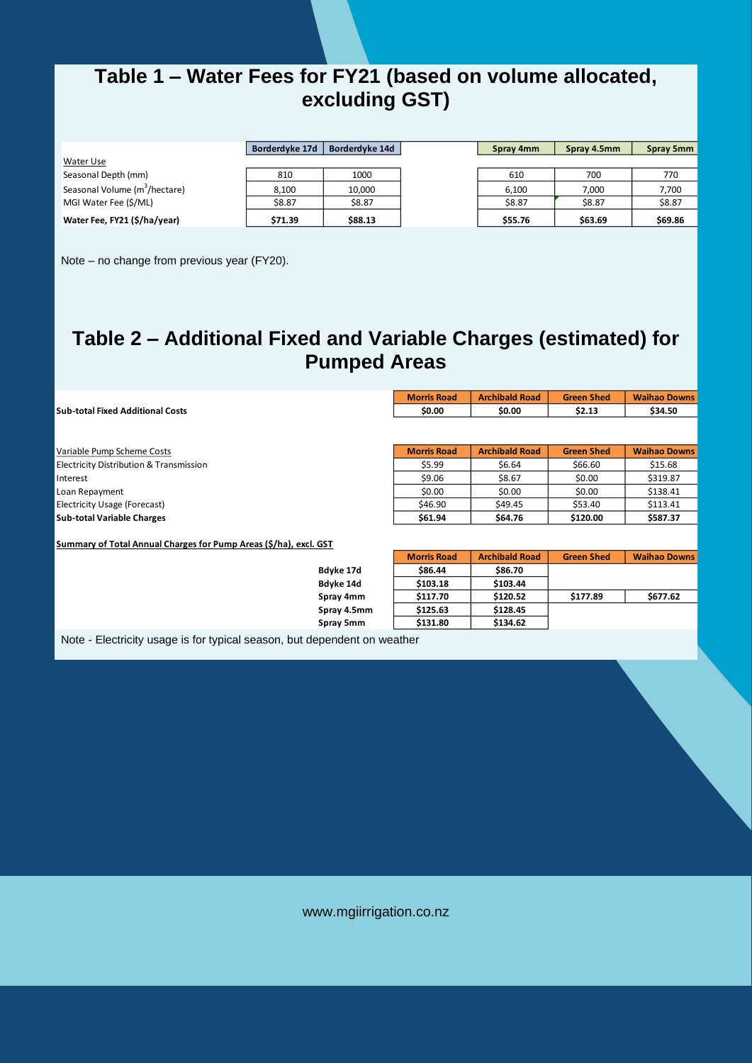## Table 1 – Water Fees for FY21 (based on volume allocated, excluding GST)

| | Borderdyke 17d | Borderdyke 14d | Spray 4mm | Spray 4.5mm | Spray 5mm |
|---|---|---|---|---|---|
| Water Use | | | | | |
| Seasonal Depth (mm) | 810 | 1000 | 610 | 700 | 770 |
| Seasonal Volume ($m^3$/hectare) | 8,100 | 10,000 | 6,100 | 7,000 | 7,700 |
| MGI Water Fee ($/ML) | $8.87 | $8.87 | $8.87 | $8.87 | $8.87 |
| **Water Fee, FY21 ($/ha/year)** | **$71.39** | **$88.13** | **$55.76** | **$63.69** | **$69.86** |

Note – no change from previous year (FY20).

## Table 2 – Additional Fixed and Variable Charges (estimated) for Pumped Areas

| | Morris Road | Archibald Road | Green Shed | Waihao Downs |
|---|---|---|---|---|
| **Sub-total Fixed Additional Costs** | **$0.00** | **$0.00** | **$2.13** | **$34.50** |

| Variable Pump Scheme Costs | Morris Road | Archibald Road | Green Shed | Waihao Downs |
|---|---|---|---|---|
| Electricity Distribution & Transmission | $5.99 | $6.64 | $66.60 | $15.68 |
| Interest | $9.06 | $8.67 | $0.00 | $319.87 |
| Loan Repayment | $0.00 | $0.00 | $0.00 | $138.41 |
| Electricity Usage (Forecast) | $46.90 | $49.45 | $53.40 | $113.41 |
| **Sub-total Variable Charges** | **$61.94** | **$64.76** | **$120.00** | **$587.37** |

**Summary of Total Annual Charges for Pump Areas ($/ha), excl. GST**

| | Morris Road | Archibald Road | Green Shed | Waihao Downs |
|---|---|---|---|---|
| **Bdyke 17d** | **$86.44** | **$86.70** | | |
| **Bdyke 14d** | **$103.18** | **$103.44** | | |
| **Spray 4mm** | **$117.70** | **$120.52** | **$177.89** | **$677.62** |
| **Spray 4.5mm** | **$125.63** | **$128.45** | | |
| **Spray 5mm** | **$131.80** | **$134.62** | | |

Note - Electricity usage is for typical season, but dependent on weather

www.mgiirrigation.co.nz